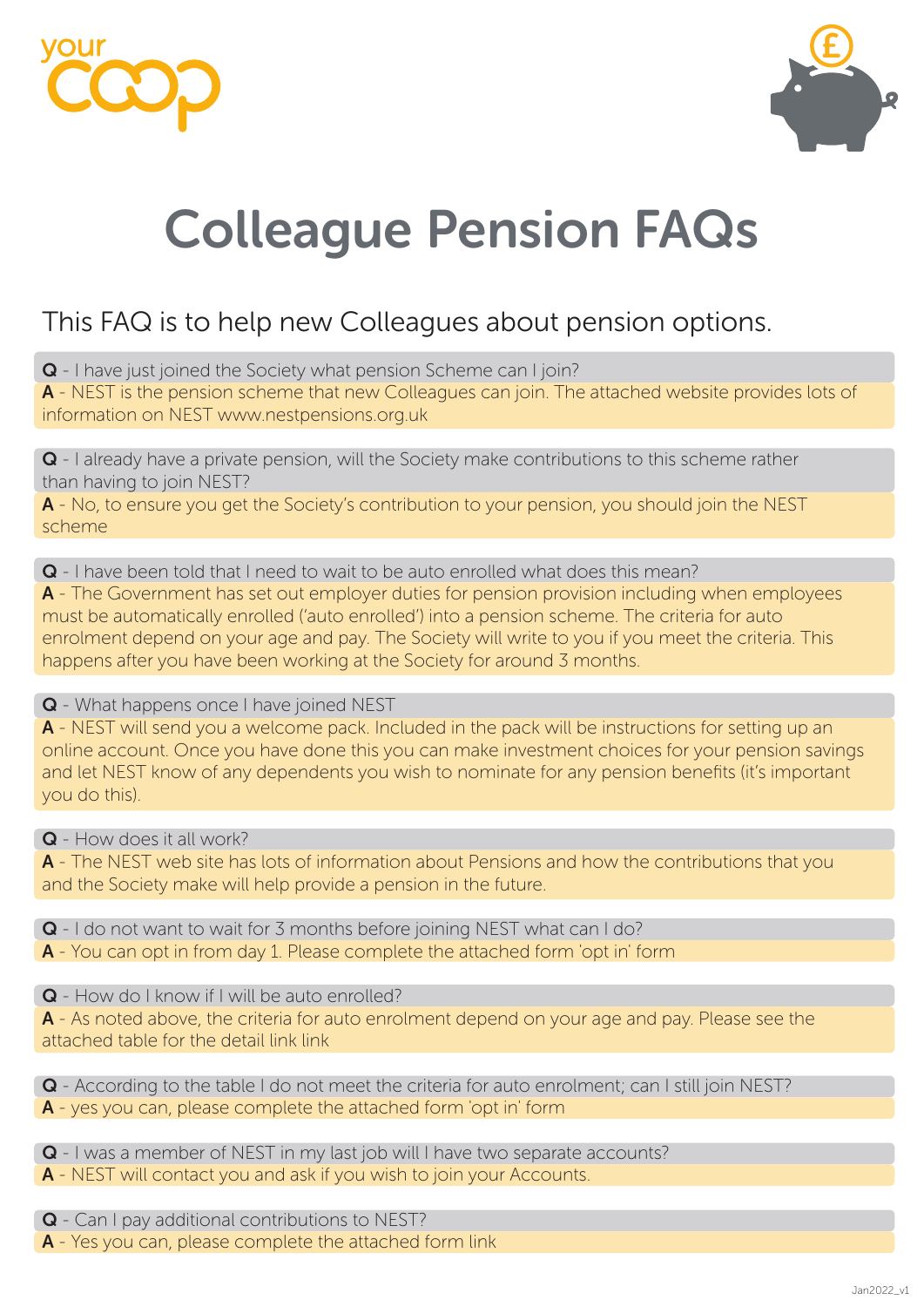your coop

# Colleague Pension FAQs

This FAQ is to help new Colleagues about pension options.

**Q** - I have just joined the Society what pension Scheme can I join?
**A** - NEST is the pension scheme that new Colleagues can join. The attached website provides lots of information on NEST www.nestpensions.org.uk

**Q** - I already have a private pension, will the Society make contributions to this scheme rather than having to join NEST?
**A** - No, to ensure you get the Society's contribution to your pension, you should join the NEST scheme

**Q** - I have been told that I need to wait to be auto enrolled what does this mean?
**A** - The Government has set out employer duties for pension provision including when employees must be automatically enrolled ('auto enrolled') into a pension scheme. The criteria for auto enrolment depend on your age and pay. The Society will write to you if you meet the criteria. This happens after you have been working at the Society for around 3 months.

**Q** - What happens once I have joined NEST
**A** - NEST will send you a welcome pack. Included in the pack will be instructions for setting up an online account. Once you have done this you can make investment choices for your pension savings and let NEST know of any dependents you wish to nominate for any pension benefits (it's important you do this).

**Q** - How does it all work?
**A** - The NEST web site has lots of information about Pensions and how the contributions that you and the Society make will help provide a pension in the future.

**Q** - I do not want to wait for 3 months before joining NEST what can I do?
**A** - You can opt in from day 1. Please complete the attached form 'opt in' form

**Q** - How do I know if I will be auto enrolled?
**A** - As noted above, the criteria for auto enrolment depend on your age and pay. Please see the attached table for the detail link link

**Q** - According to the table I do not meet the criteria for auto enrolment; can I still join NEST?
**A** - yes you can, please complete the attached form 'opt in' form

**Q** - I was a member of NEST in my last job will I have two separate accounts?
**A** - NEST will contact you and ask if you wish to join your Accounts.

**Q** - Can I pay additional contributions to NEST?
**A** - Yes you can, please complete the attached form link

Jan2022_v1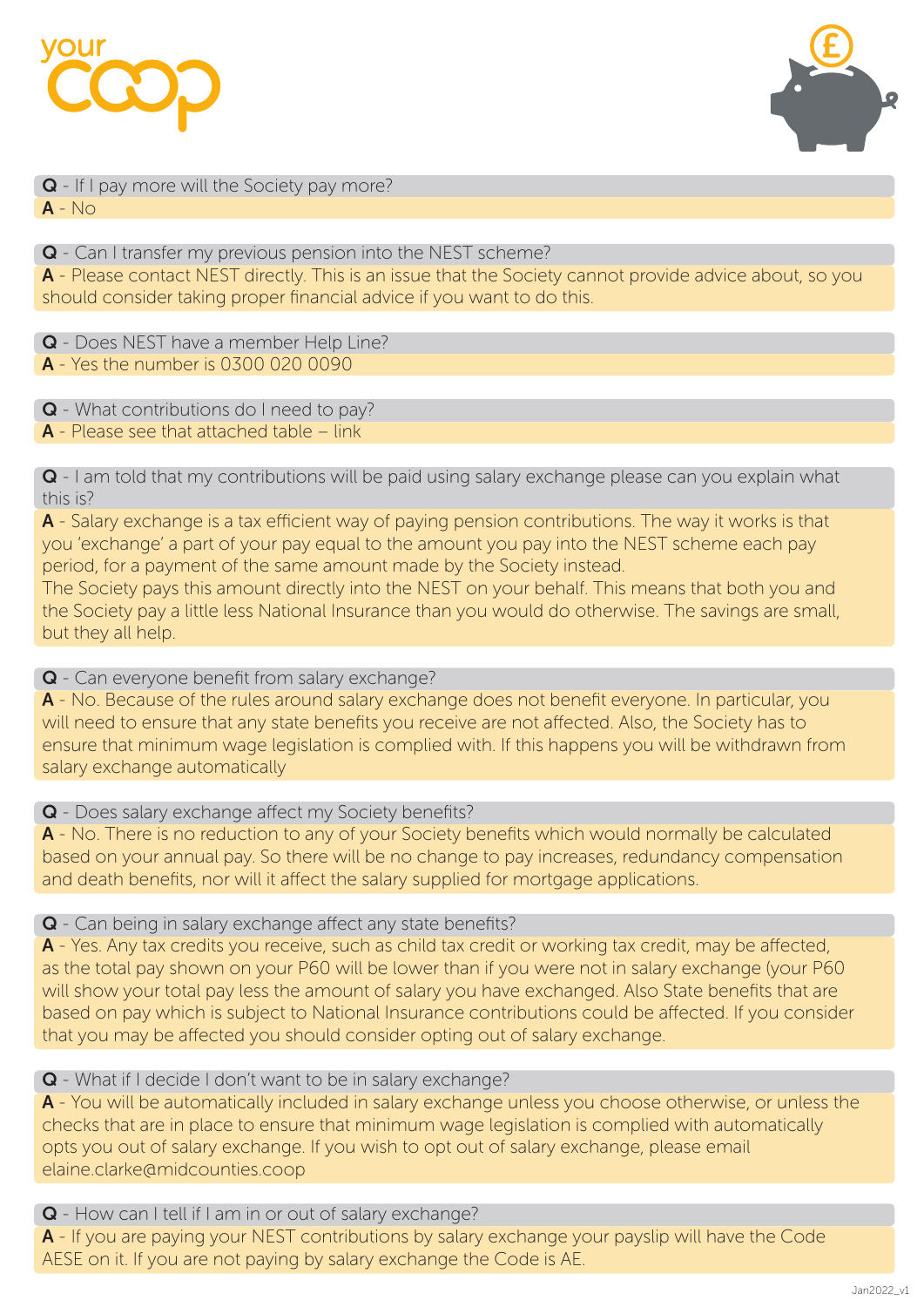**Q** - If I pay more will the Society pay more?
**A** - No

**Q** - Can I transfer my previous pension into the NEST scheme?
**A** - Please contact NEST directly. This is an issue that the Society cannot provide advice about, so you should consider taking proper financial advice if you want to do this.

**Q** - Does NEST have a member Help Line?
**A** - Yes the number is 0300 020 0090

**Q** - What contributions do I need to pay?
**A** - Please see that attached table – link

**Q** - I am told that my contributions will be paid using salary exchange please can you explain what this is?
**A** - Salary exchange is a tax efficient way of paying pension contributions. The way it works is that you 'exchange' a part of your pay equal to the amount you pay into the NEST scheme each pay period, for a payment of the same amount made by the Society instead.
The Society pays this amount directly into the NEST on your behalf. This means that both you and the Society pay a little less National Insurance than you would do otherwise. The savings are small, but they all help.

**Q** - Can everyone benefit from salary exchange?
**A** - No. Because of the rules around salary exchange does not benefit everyone. In particular, you will need to ensure that any state benefits you receive are not affected. Also, the Society has to ensure that minimum wage legislation is complied with. If this happens you will be withdrawn from salary exchange automatically

**Q** - Does salary exchange affect my Society benefits?
**A** - No. There is no reduction to any of your Society benefits which would normally be calculated based on your annual pay. So there will be no change to pay increases, redundancy compensation and death benefits, nor will it affect the salary supplied for mortgage applications.

**Q** - Can being in salary exchange affect any state benefits?
**A** - Yes. Any tax credits you receive, such as child tax credit or working tax credit, may be affected, as the total pay shown on your P60 will be lower than if you were not in salary exchange (your P60 will show your total pay less the amount of salary you have exchanged. Also State benefits that are based on pay which is subject to National Insurance contributions could be affected. If you consider that you may be affected you should consider opting out of salary exchange.

**Q** - What if I decide I don't want to be in salary exchange?
**A** - You will be automatically included in salary exchange unless you choose otherwise, or unless the checks that are in place to ensure that minimum wage legislation is complied with automatically opts you out of salary exchange. If you wish to opt out of salary exchange, please email elaine.clarke@midcounties.coop

**Q** - How can I tell if I am in or out of salary exchange?
**A** - If you are paying your NEST contributions by salary exchange your payslip will have the Code AESE on it. If you are not paying by salary exchange the Code is AE.

Jan2022_v1